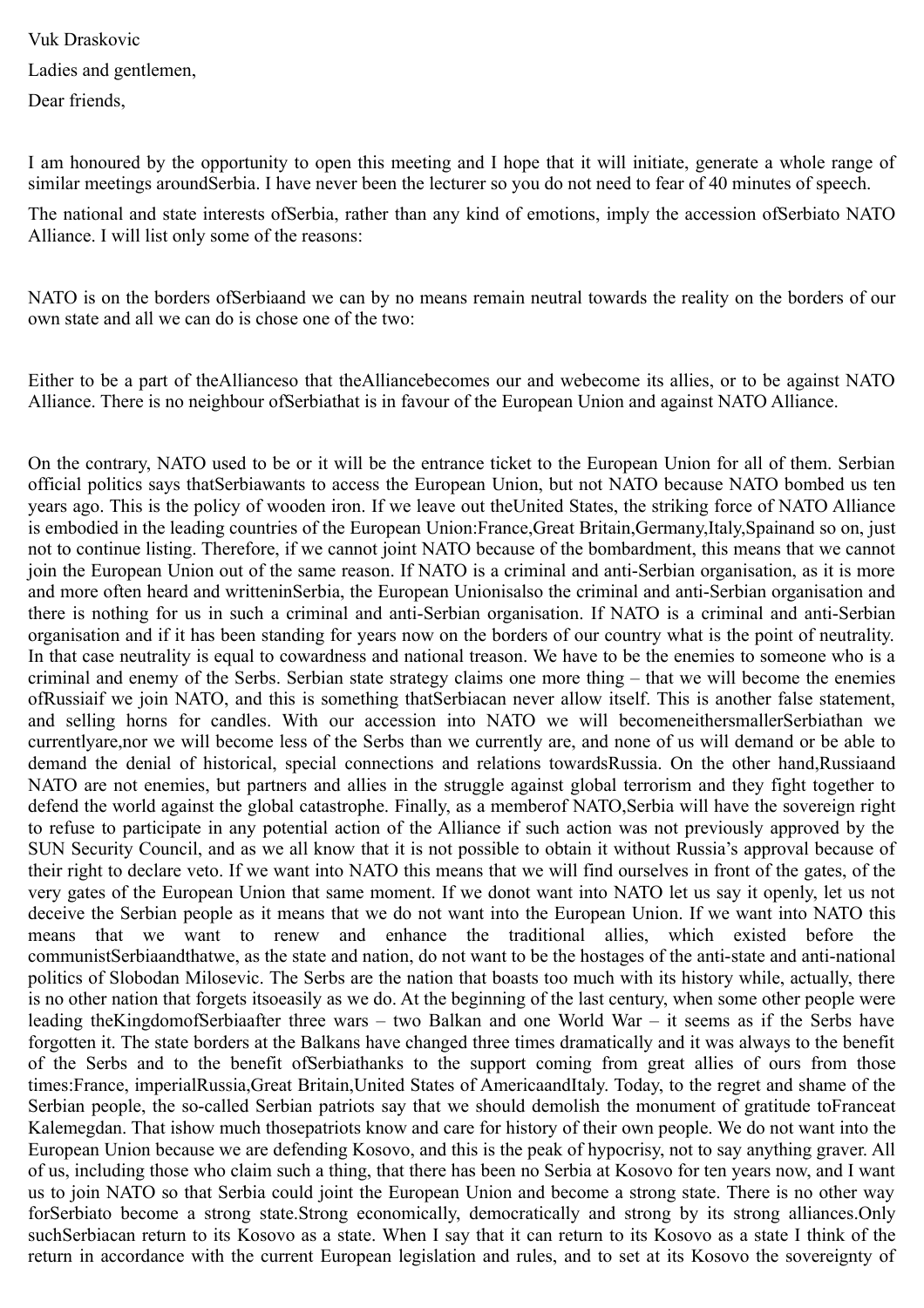Vuk Draskovic

Ladies and gentlemen,

Dear friends,

I am honoured by the opportunity to open this meeting and I hope that it will initiate, generate a whole range of similar meetings aroundSerbia. I have never been the lecturer so you do not need to fear of 40 minutes of speech.

The national and state interests ofSerbia, rather than any kind of emotions, imply the accession ofSerbiato NATO Alliance. I will list only some of the reasons:

NATO is on the borders ofSerbiaand we can by no means remain neutral towards the reality on the borders of our own state and all we can do is chose one of the two:

Either to be a part of theAllianceso that theAlliancebecomes our and webecome its allies, or to be against NATO Alliance. There is no neighbour ofSerbiathat is in favour of the European Union and against NATO Alliance.

On the contrary, NATO used to be or it will be the entrance ticket to the European Union for all of them. Serbian official politics says thatSerbiawants to access the European Union, but not NATO because NATO bombed us ten years ago. This is the policy of wooden iron. If we leave out theUnited States, the striking force of NATO Alliance is embodied in the leading countries of the European Union:France,Great Britain,Germany,Italy,Spainand so on, just not to continue listing. Therefore, if we cannot joint NATO because of the bombardment, this means that we cannot join the European Union out of the same reason. If NATO is a criminal and anti-Serbian organisation, as it is more and more often heard and writteninSerbia, the European Unionisalso the criminal and anti-Serbian organisation and there is nothing for us in such a criminal and anti-Serbian organisation. If NATO is a criminal and anti-Serbian organisation and if it has been standing for years now on the borders of our country what is the point of neutrality. In that case neutrality is equal to cowardness and national treason. We have to be the enemies to someone who is a criminal and enemy of the Serbs. Serbian state strategy claims one more thing – that we will become the enemies ofRussiaif we join NATO, and this is something thatSerbiacan never allow itself. This is another false statement, and selling horns for candles. With our accession into NATO we will becomeneithersmallerSerbiathan we currentlyare,nor we will become less of the Serbs than we currently are, and none of us will demand or be able to demand the denial of historical, special connections and relations towardsRussia. On the other hand,Russiaand NATO are not enemies, but partners and allies in the struggle against global terrorism and they fight together to defend the world against the global catastrophe. Finally, as a memberof NATO,Serbia will have the sovereign right to refuse to participate in any potential action of the Alliance if such action was not previously approved by the SUN Security Council, and as we all know that it is not possible to obtain it without Russia's approval because of their right to declare veto. If we want into NATO this means that we will find ourselves in front of the gates, of the very gates of the European Union that same moment. If we donot want into NATO let us say it openly, let us not deceive the Serbian people as it means that we do not want into the European Union. If we want into NATO this means that we want to renew and enhance the traditional allies, which existed before the communistSerbiaandthatwe, as the state and nation, do not want to be the hostages of the anti-state and anti-national politics of Slobodan Milosevic. The Serbs are the nation that boasts too much with its history while, actually, there is no other nation that forgets itsoeasily as we do. At the beginning of the last century, when some other people were leading theKingdomofSerbiaafter three wars – two Balkan and one World War – it seems as if the Serbs have forgotten it. The state borders at the Balkans have changed three times dramatically and it was always to the benefit of the Serbs and to the benefit ofSerbiathanks to the support coming from great allies of ours from those times:France, imperialRussia,Great Britain,United States of AmericaandItaly. Today, to the regret and shame of the Serbian people, the so-called Serbian patriots say that we should demolish the monument of gratitude toFranceat Kalemegdan. That ishow much thosepatriots know and care for history of their own people. We do not want into the European Union because we are defending Kosovo, and this is the peak of hypocrisy, not to say anything graver. All of us, including those who claim such a thing, that there has been no Serbia at Kosovo for ten years now, and I want us to join NATO so that Serbia could joint the European Union and become a strong state. There is no other way forSerbiato become a strong state.Strong economically, democratically and strong by its strong alliances.Only suchSerbiacan return to its Kosovo as a state. When I say that it can return to its Kosovo as a state I think of the return in accordance with the current European legislation and rules, and to set at its Kosovo the sovereignty of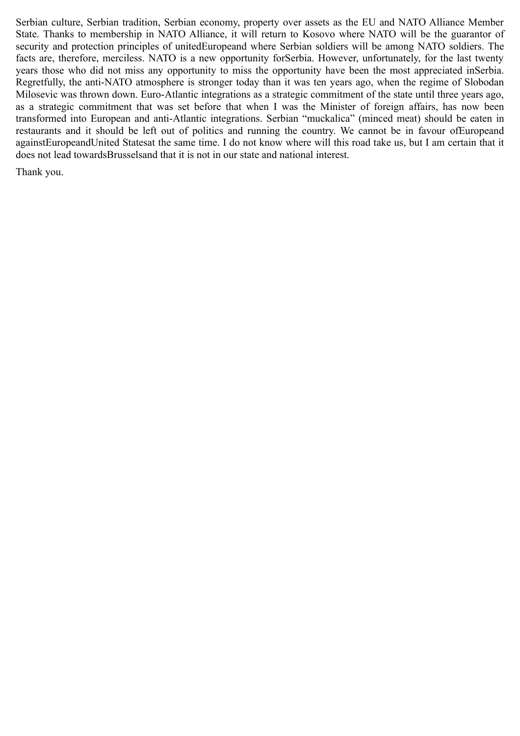Serbian culture, Serbian tradition, Serbian economy, property over assets as the EU and NATO Alliance Member State. Thanks to membership in NATO Alliance, it will return to Kosovo where NATO will be the guarantor of security and protection principles of unitedEuropeand where Serbian soldiers will be among NATO soldiers. The facts are, therefore, merciless. NATO is a new opportunity forSerbia. However, unfortunately, for the last twenty years those who did not miss any opportunity to miss the opportunity have been the most appreciated inSerbia. Regretfully, the anti-NATO atmosphere is stronger today than it was ten years ago, when the regime of Slobodan Milosevic was thrown down. Euro-Atlantic integrations as a strategic commitment of the state until three years ago, as a strategic commitment that was set before that when I was the Minister of foreign affairs, has now been transformed into European and anti-Atlantic integrations. Serbian “muckalica” (minced meat) should be eaten in restaurants and it should be left out of politics and running the country. We cannot be in favour ofEuropeand againstEuropeandUnited Statesat the same time. I do not know where will this road take us, but I am certain that it does not lead towardsBrusselsand that it is not in our state and national interest.

Thank you.